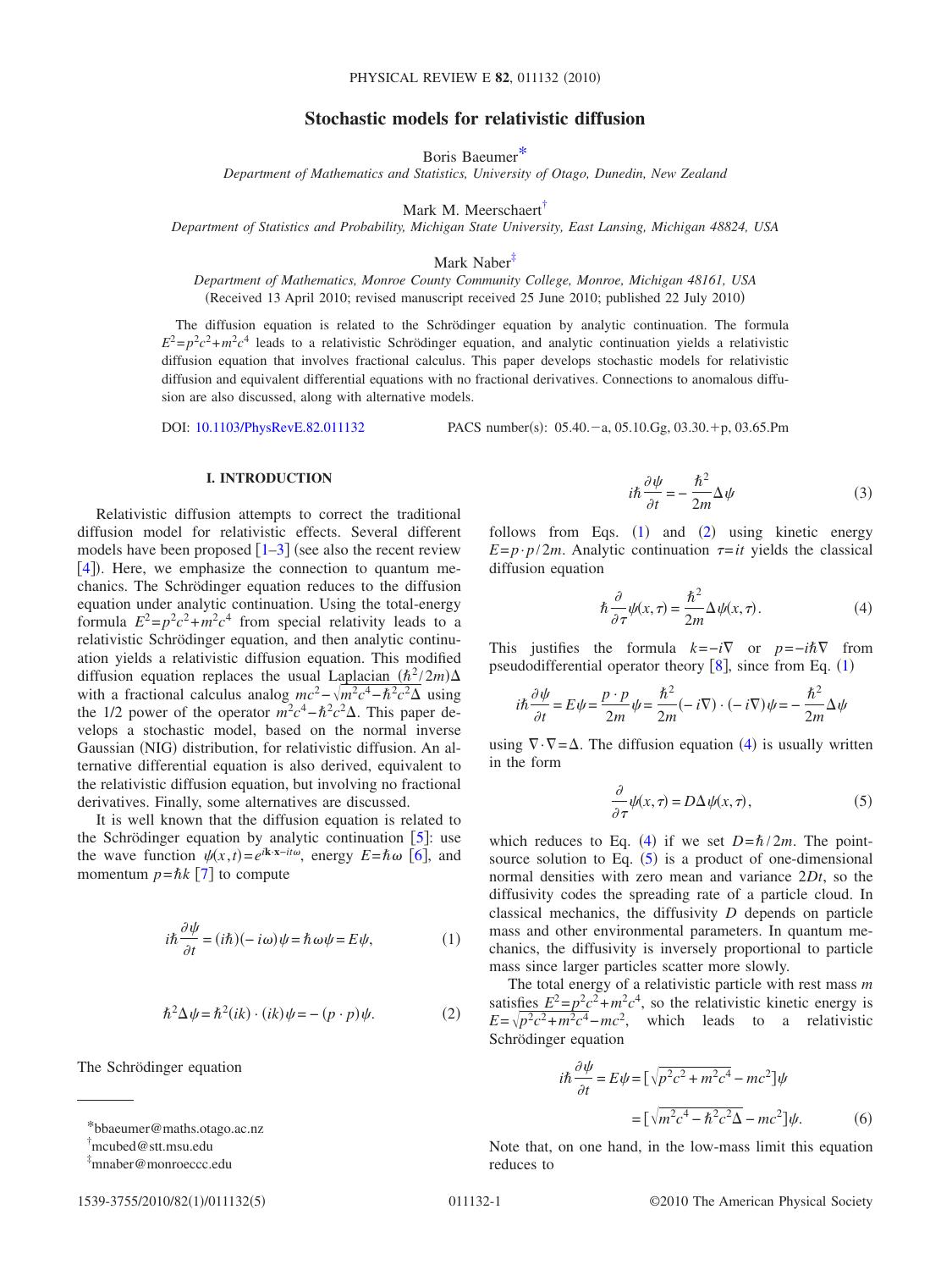# Stochastic models for relativistic diffusion

Boris Baeumer*

*Department of Mathematics and Statistics, University of Otago, Dunedin, New Zealand*

Mark M. Meerschaert†

*Department of Statistics and Probability, Michigan State University, East Lansing, Michigan 48824, USA*

Mark Naber‡

*Department of Mathematics, Monroe County Community College, Monroe, Michigan 48161, USA*

(Received 13 April 2010; revised manuscript received 25 June 2010; published 22 July 2010)

The diffusion equation is related to the Schrödinger equation by analytic continuation. The formula $E^2=p^2c^2+m^2c^4$ leads to a relativistic Schrödinger equation, and analytic continuation yields a relativistic diffusion equation that involves fractional calculus. This paper develops stochastic models for relativistic diffusion and equivalent differential equations with no fractional derivatives. Connections to anomalous diffusion are also discussed, along with alternative models.

DOI: 10.1103/PhysRevE.82.011132 PACS number(s): 05.40.−a, 05.10.Gg, 03.30.+p, 03.65.Pm

## I. INTRODUCTION

Relativistic diffusion attempts to correct the traditional diffusion model for relativistic effects. Several different models have been proposed [1–3] (see also the recent review [4]). Here, we emphasize the connection to quantum mechanics. The Schrödinger equation reduces to the diffusion equation under analytic continuation. Using the total-energy formula $E^2=p^2c^2+m^2c^4$ from special relativity leads to a relativistic Schrödinger equation, and then analytic continuation yields a relativistic diffusion equation. This modified diffusion equation replaces the usual Laplacian $(\hbar^2/2m)\Delta$ with a fractional calculus analog $mc^2-\sqrt{m^2c^4-\hbar^2c^2\Delta}$ using the 1/2 power of the operator $m^2c^4-\hbar^2c^2\Delta$. This paper develops a stochastic model, based on the normal inverse Gaussian (NIG) distribution, for relativistic diffusion. An alternative differential equation is also derived, equivalent to the relativistic diffusion equation, but involving no fractional derivatives. Finally, some alternatives are discussed.

It is well known that the diffusion equation is related to the Schrödinger equation by analytic continuation [5]: use the wave function $\psi(x,t)=e^{i\mathbf{k}\cdot\mathbf{x}-it\omega}$, energy $E=\hbar\omega$ [6], and momentum $p=\hbar k$ [7] to compute

$$i\hbar\frac{\partial\psi}{\partial t}=(i\hbar)(-i\omega)\psi=\hbar\omega\psi=E\psi, \tag{1}$$

$$\hbar^2\Delta\psi=\hbar^2(ik)\cdot(ik)\psi=-(p\cdot p)\psi. \tag{2}$$

The Schrödinger equation

$$i\hbar\frac{\partial\psi}{\partial t}=-\frac{\hbar^2}{2m}\Delta\psi \tag{3}$$

follows from Eqs. (1) and (2) using kinetic energy $E=p\cdot p/2m$. Analytic continuation $\tau=it$ yields the classical diffusion equation

$$\hbar\frac{\partial}{\partial\tau}\psi(x,\tau)=\frac{\hbar^2}{2m}\Delta\psi(x,\tau). \tag{4}$$

This justifies the formula $k=-i\nabla$ or $p=-i\hbar\nabla$ from pseudodifferential operator theory [8], since from Eq. (1)

$$i\hbar\frac{\partial\psi}{\partial t}=E\psi=\frac{p\cdot p}{2m}\psi=\frac{\hbar^2}{2m}(-i\nabla)\cdot(-i\nabla)\psi=-\frac{\hbar^2}{2m}\Delta\psi$$

using $\nabla\cdot\nabla=\Delta$. The diffusion equation (4) is usually written in the form

$$\frac{\partial}{\partial\tau}\psi(x,\tau)=D\Delta\psi(x,\tau), \tag{5}$$

which reduces to Eq. (4) if we set $D=\hbar/2m$. The point-source solution to Eq. (5) is a product of one-dimensional normal densities with zero mean and variance $2Dt$, so the diffusivity codes the spreading rate of a particle cloud. In classical mechanics, the diffusivity $D$ depends on particle mass and other environmental parameters. In quantum mechanics, the diffusivity is inversely proportional to particle mass since larger particles scatter more slowly.

The total energy of a relativistic particle with rest mass $m$ satisfies $E^2=p^2c^2+m^2c^4$, so the relativistic kinetic energy is $E=\sqrt{p^2c^2+m^2c^4}-mc^2$, which leads to a relativistic Schrödinger equation

$$\begin{aligned}i\hbar\frac{\partial\psi}{\partial t}=E\psi&=[\sqrt{p^2c^2+m^2c^4}-mc^2]\psi\\&=[\sqrt{m^2c^4-\hbar^2c^2\Delta}-mc^2]\psi.\end{aligned} \tag{6}$$

Note that, on one hand, in the low-mass limit this equation reduces to

---

*bbaeumer@maths.otago.ac.nz

†mcubed@stt.msu.edu

‡mnaber@monroeccc.edu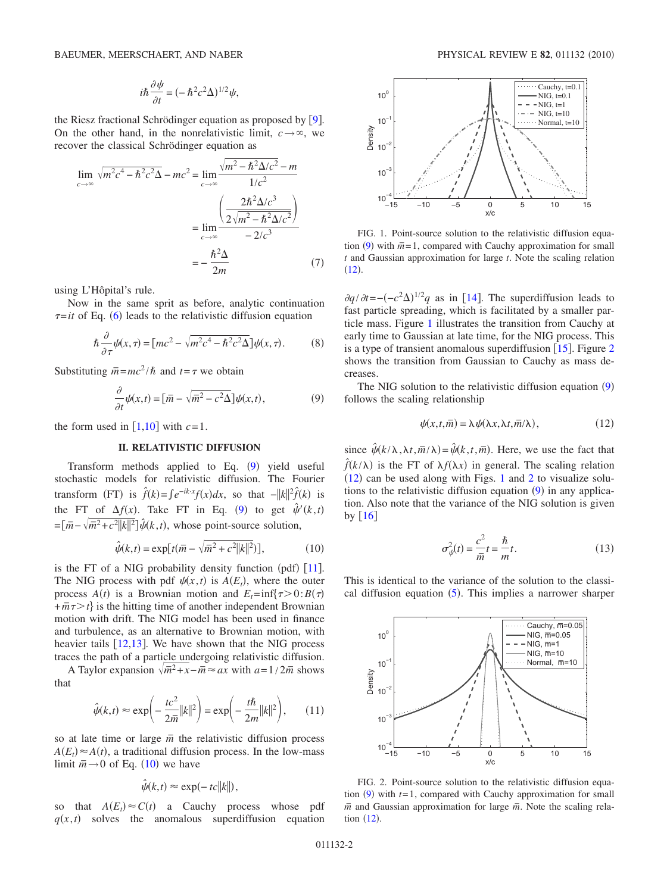$$i\hbar \frac{\partial \psi}{\partial t} = (-\hbar^2 c^2 \Delta)^{1/2}\psi,$$

the Riesz fractional Schrödinger equation as proposed by [9]. On the other hand, in the nonrelativistic limit, $c\to\infty$, we recover the classical Schrödinger equation as

$$\begin{aligned}
\lim_{c\to\infty} \sqrt{m^2c^4 - \hbar^2 c^2 \Delta} - mc^2 &= \lim_{c\to\infty} \frac{\sqrt{m^2 - \hbar^2\Delta/c^2} - m}{1/c^2} \\
&= \lim_{c\to\infty} \frac{\left(\dfrac{2\hbar^2\Delta/c^3}{2\sqrt{m^2-\hbar^2\Delta/c^2}}\right)}{-2/c^3} \\
&= -\frac{\hbar^2\Delta}{2m}
\end{aligned} \tag{7}$$

using L'Hôpital's rule.

Now in the same sprit as before, analytic continuation $\tau = it$ of Eq. (6) leads to the relativistic diffusion equation

$$\hbar \frac{\partial}{\partial \tau}\psi(x,\tau) = [mc^2 - \sqrt{m^2c^4 - \hbar^2c^2\Delta}]\psi(x,\tau). \tag{8}$$

Substituting $\bar{m} = mc^2/\hbar$ and $t=\tau$ we obtain

$$\frac{\partial}{\partial t}\psi(x,t) = [\bar{m} - \sqrt{\bar{m}^2 - c^2\Delta}]\psi(x,t), \tag{9}$$

the form used in [1,10] with $c=1$.

## II. RELATIVISTIC DIFFUSION

Transform methods applied to Eq. (9) yield useful stochastic models for relativistic diffusion. The Fourier transform (FT) is $\hat{f}(k) = \int e^{-ik\cdot x} f(x)dx$, so that $-\|k\|^2\hat{f}(k)$ is the FT of $\Delta f(x)$. Take FT in Eq. (9) to get $\hat{\psi}'(k,t) = [\bar{m} - \sqrt{\bar{m}^2 + c^2\|k\|^2}]\hat{\psi}(k,t)$, whose point-source solution,

$$\hat{\psi}(k,t) = \exp[t(\bar{m} - \sqrt{\bar{m}^2 + c^2\|k\|^2})], \tag{10}$$

is the FT of a NIG probability density function (pdf) [11]. The NIG process with pdf $\psi(x,t)$ is $A(E_t)$, where the outer process $A(t)$ is a Brownian motion and $E_t = \inf\{\tau > 0 : B(\tau) + \bar{m}\tau > t\}$ is the hitting time of another independent Brownian motion with drift. The NIG model has been used in finance and turbulence, as an alternative to Brownian motion, with heavier tails [12,13]. We have shown that the NIG process traces the path of a particle undergoing relativistic diffusion.

A Taylor expansion $\sqrt{\bar{m}^2 + x} - \bar{m} \approx ax$ with $a = 1/2\bar{m}$ shows that

$$\hat{\psi}(k,t) \approx \exp\left(-\frac{tc^2}{2\bar{m}}\|k\|^2\right) = \exp\left(-\frac{t\hbar}{2m}\|k\|^2\right), \tag{11}$$

so at late time or large $\bar{m}$ the relativistic diffusion process $A(E_t) \approx A(t)$, a traditional diffusion process. In the low-mass limit $\bar{m}\to 0$ of Eq. (10) we have

$$\hat{\psi}(k,t) \approx \exp(-tc\|k\|),$$

so that $A(E_t) \approx C(t)$ a Cauchy process whose pdf $q(x,t)$ solves the anomalous superdiffusion equation $\partial q/\partial t = -(-c^2\Delta)^{1/2} q$ as in [14]. The superdiffusion leads to fast particle spreading, which is facilitated by a smaller particle mass. Figure 1 illustrates the transition from Cauchy at early time to Gaussian at late time, for the NIG process. This is a type of transient anomalous superdiffusion [15]. Figure 2 shows the transition from Gaussian to Cauchy as mass decreases.

FIG. 1. Point-source solution to the relativistic diffusion equation (9) with $\bar{m}=1$, compared with Cauchy approximation for small $t$ and Gaussian approximation for large $t$. Note the scaling relation (12).

The NIG solution to the relativistic diffusion equation (9) follows the scaling relationship

$$\psi(x,t,\bar{m}) = \lambda\psi(\lambda x, \lambda t, \bar{m}/\lambda), \tag{12}$$

since $\hat{\psi}(k/\lambda, \lambda t, \bar{m}/\lambda) = \hat{\psi}(k,t,\bar{m})$. Here, we use the fact that $\hat{f}(k/\lambda)$ is the FT of $\lambda f(\lambda x)$ in general. The scaling relation (12) can be used along with Figs. 1 and 2 to visualize solutions to the relativistic diffusion equation (9) in any application. Also note that the variance of the NIG solution is given by [16]

$$\sigma_\psi^2(t) = \frac{c^2}{\bar{m}}t = \frac{\hbar}{m}t. \tag{13}$$

This is identical to the variance of the solution to the classical diffusion equation (5). This implies a narrower sharper

FIG. 2. Point-source solution to the relativistic diffusion equation (9) with $t=1$, compared with Cauchy approximation for small $\bar{m}$ and Gaussian approximation for large $\bar{m}$. Note the scaling relation (12).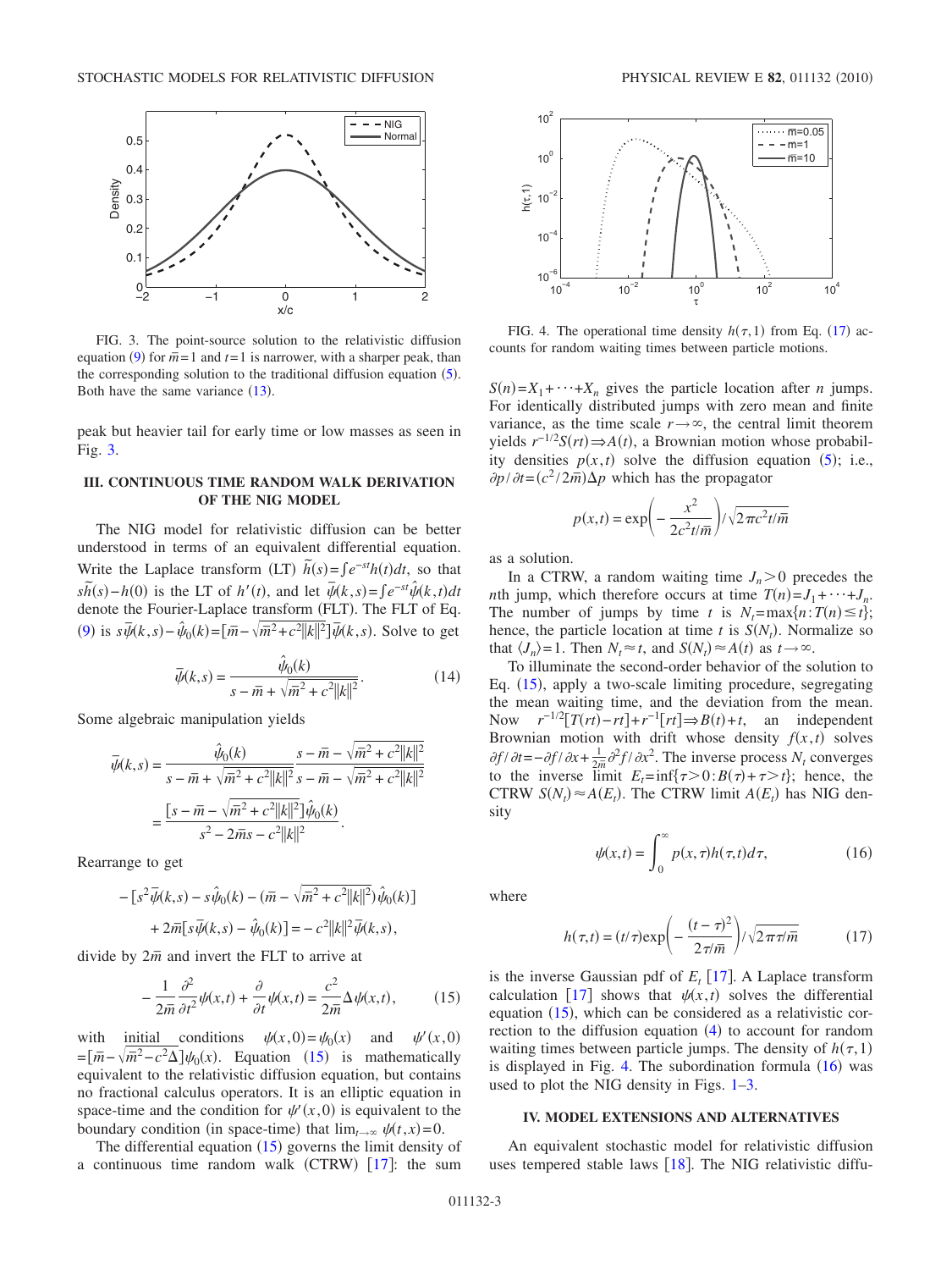FIG. 3. The point-source solution to the relativistic diffusion equation (9) for $\bar{m}=1$ and $t=1$ is narrower, with a sharper peak, than the corresponding solution to the traditional diffusion equation (5). Both have the same variance (13).

peak but heavier tail for early time or low masses as seen in Fig. 3.

## III. CONTINUOUS TIME RANDOM WALK DERIVATION OF THE NIG MODEL

The NIG model for relativistic diffusion can be better understood in terms of an equivalent differential equation. Write the Laplace transform (LT) $\tilde{h}(s)=\int e^{-st}h(t)dt$, so that $s\tilde{h}(s)-h(0)$ is the LT of $h'(t)$, and let $\bar{\psi}(k,s)=\int e^{-st}\hat{\psi}(k,t)dt$ denote the Fourier-Laplace transform (FLT). The FLT of Eq. (9) is $s\bar{\psi}(k,s)-\hat{\psi}_0(k)=[\bar{m}-\sqrt{\bar{m}^2+c^2\|k\|^2}]\bar{\psi}(k,s)$. Solve to get

$$\bar{\psi}(k,s)=\frac{\hat{\psi}_0(k)}{s-\bar{m}+\sqrt{\bar{m}^2+c^2\|k\|^2}}. \tag{14}$$

Some algebraic manipulation yields

$$\bar{\psi}(k,s)=\frac{\hat{\psi}_0(k)}{s-\bar{m}+\sqrt{\bar{m}^2+c^2\|k\|^2}}\,\frac{s-\bar{m}-\sqrt{\bar{m}^2+c^2\|k\|^2}}{s-\bar{m}-\sqrt{\bar{m}^2+c^2\|k\|^2}}$$

$$=\frac{[s-\bar{m}-\sqrt{\bar{m}^2+c^2\|k\|^2}]\hat{\psi}_0(k)}{s^2-2\bar{m}s-c^2\|k\|^2}.$$

Rearrange to get

$$-[s^2\bar{\psi}(k,s)-s\hat{\psi}_0(k)-(\bar{m}-\sqrt{\bar{m}^2+c^2\|k\|^2})\hat{\psi}_0(k)]$$

$$+2\bar{m}[s\bar{\psi}(k,s)-\hat{\psi}_0(k)]=-c^2\|k\|^2\bar{\psi}(k,s),$$

divide by $2\bar{m}$ and invert the FLT to arrive at

$$-\frac{1}{2\bar{m}}\frac{\partial^2}{\partial t^2}\psi(x,t)+\frac{\partial}{\partial t}\psi(x,t)=\frac{c^2}{2\bar{m}}\Delta\psi(x,t), \tag{15}$$

with initial conditions $\psi(x,0)=\psi_0(x)$ and $\psi'(x,0)=[\bar{m}-\sqrt{\bar{m}^2-c^2\Delta}]\psi_0(x)$. Equation (15) is mathematically equivalent to the relativistic diffusion equation, but contains no fractional calculus operators. It is an elliptic equation in space-time and the condition for $\psi'(x,0)$ is equivalent to the boundary condition (in space-time) that $\lim_{t\to\infty}\psi(t,x)=0$.

The differential equation (15) governs the limit density of a continuous time random walk (CTRW) [17]: the sum $S(n)=X_1+\cdots+X_n$ gives the particle location after $n$ jumps. For identically distributed jumps with zero mean and finite variance, as the time scale $r\to\infty$, the central limit theorem yields $r^{-1/2}S(rt)\Rightarrow A(t)$, a Brownian motion whose probability densities $p(x,t)$ solve the diffusion equation (5); i.e., $\partial p/\partial t=(c^2/2\bar{m})\Delta p$ which has the propagator

$$p(x,t)=\exp\left(-\frac{x^2}{2c^2t/\bar{m}}\right)\Big/\sqrt{2\pi c^2t/\bar{m}}$$

as a solution.

In a CTRW, a random waiting time $J_n>0$ precedes the $n$th jump, which therefore occurs at time $T(n)=J_1+\cdots+J_n$. The number of jumps by time $t$ is $N_t=\max\{n:T(n)\le t\}$; hence, the particle location at time $t$ is $S(N_t)$. Normalize so that $\langle J_n\rangle=1$. Then $N_t\approx t$, and $S(N_t)\approx A(t)$ as $t\to\infty$.

To illuminate the second-order behavior of the solution to Eq. (15), apply a two-scale limiting procedure, segregating the mean waiting time, and the deviation from the mean. Now $r^{-1/2}[T(rt)-rt]+r^{-1}[rt]\Rightarrow B(t)+t$, an independent Brownian motion with drift whose density $f(x,t)$ solves $\partial f/\partial t=-\partial f/\partial x+\frac{1}{2\bar{m}}\partial^2 f/\partial x^2$. The inverse process $N_t$ converges to the inverse limit $E_t=\inf\{\tau>0:B(\tau)+\tau>t\}$; hence, the CTRW $S(N_t)\approx A(E_t)$. The CTRW limit $A(E_t)$ has NIG density

$$\psi(x,t)=\int_0^\infty p(x,\tau)h(\tau,t)d\tau, \tag{16}$$

where

$$h(\tau,t)=(t/\tau)\exp\left(-\frac{(t-\tau)^2}{2\tau/\bar{m}}\right)\Big/\sqrt{2\pi\tau/\bar{m}} \tag{17}$$

is the inverse Gaussian pdf of $E_t$ [17]. A Laplace transform calculation [17] shows that $\psi(x,t)$ solves the differential equation (15), which can be considered as a relativistic correction to the diffusion equation (4) to account for random waiting times between particle jumps. The density of $h(\tau,1)$ is displayed in Fig. 4. The subordination formula (16) was used to plot the NIG density in Figs. 1–3.

FIG. 4. The operational time density $h(\tau,1)$ from Eq. (17) accounts for random waiting times between particle motions.

## IV. MODEL EXTENSIONS AND ALTERNATIVES

An equivalent stochastic model for relativistic diffusion uses tempered stable laws [18]. The NIG relativistic diffu-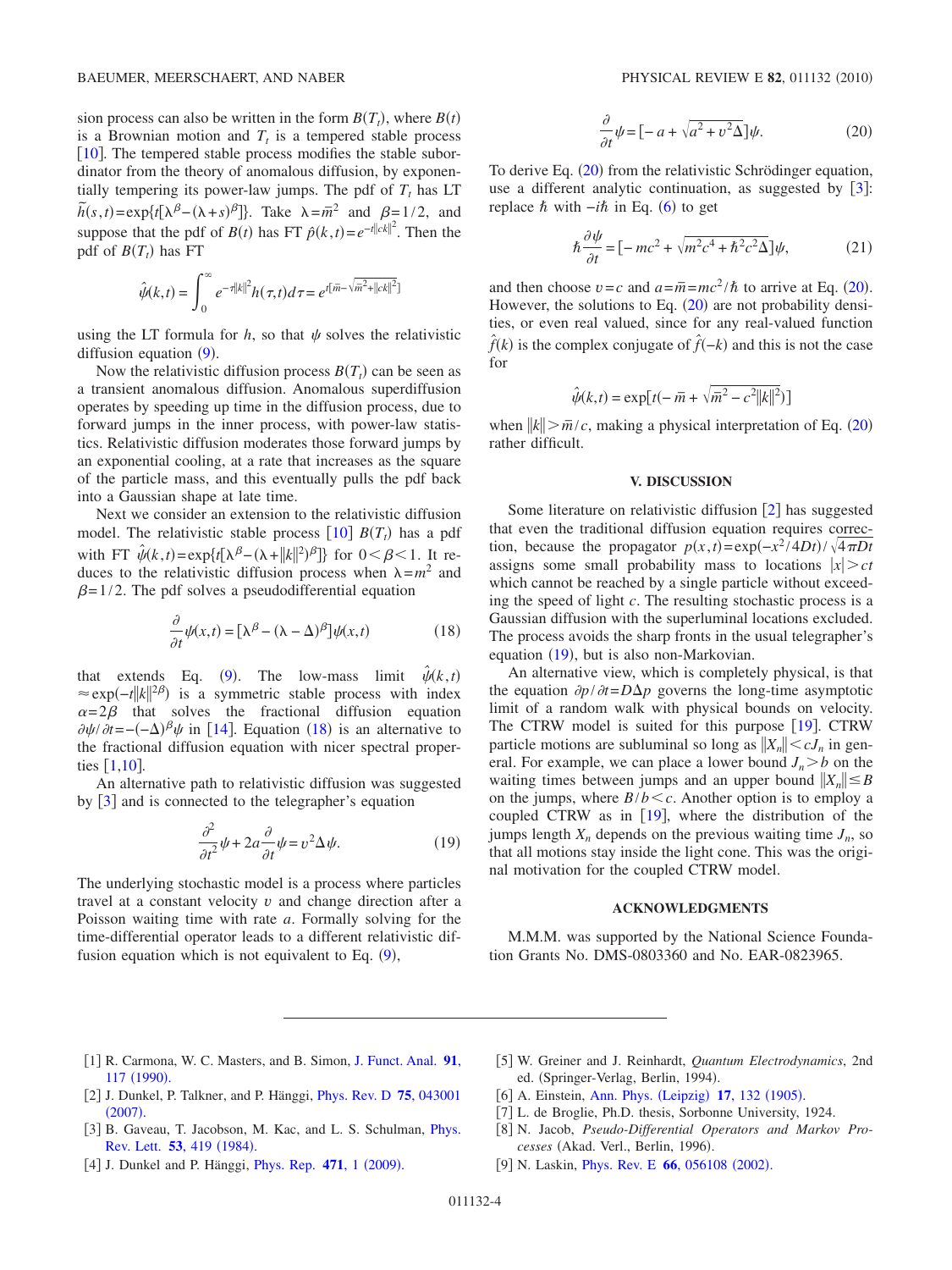sion process can also be written in the form $B(T_t)$, where $B(t)$ is a Brownian motion and $T_t$ is a tempered stable process [10]. The tempered stable process modifies the stable subordinator from the theory of anomalous diffusion, by exponentially tempering its power-law jumps. The pdf of $T_t$ has LT $\tilde{h}(s,t)=\exp\{t[\lambda^{\beta}-(\lambda+s)^{\beta}]\}$. Take $\lambda=\bar{m}^2$ and $\beta=1/2$, and suppose that the pdf of $B(t)$ has FT $\hat{p}(k,t)=e^{-t\|ck\|^2}$. Then the pdf of $B(T_t)$ has FT

$$\hat{\psi}(k,t)=\int_0^{\infty} e^{-\tau\|k\|^2}h(\tau,t)d\tau = e^{t[\bar{m}-\sqrt{\bar{m}^2+\|ck\|^2}]}$$

using the LT formula for $h$, so that $\psi$ solves the relativistic diffusion equation (9).

Now the relativistic diffusion process $B(T_t)$ can be seen as a transient anomalous diffusion. Anomalous superdiffusion operates by speeding up time in the diffusion process, due to forward jumps in the inner process, with power-law statistics. Relativistic diffusion moderates those forward jumps by an exponential cooling, at a rate that increases as the square of the particle mass, and this eventually pulls the pdf back into a Gaussian shape at late time.

Next we consider an extension to the relativistic diffusion model. The relativistic stable process [10] $B(T_t)$ has a pdf with FT $\hat{\psi}(k,t)=\exp\{t[\lambda^{\beta}-(\lambda+\|k\|^2)^{\beta}]\}$ for $0<\beta<1$. It reduces to the relativistic diffusion process when $\lambda=m^2$ and $\beta=1/2$. The pdf solves a pseudodifferential equation

$$\frac{\partial}{\partial t}\psi(x,t)=[\lambda^{\beta}-(\lambda-\Delta)^{\beta}]\psi(x,t) \tag{18}$$

that extends Eq. (9). The low-mass limit $\hat{\psi}(k,t)\approx\exp(-t\|k\|^{2\beta})$ is a symmetric stable process with index $\alpha=2\beta$ that solves the fractional diffusion equation $\partial\psi/\partial t=-(-\Delta)^{\beta}\psi$ in [14]. Equation (18) is an alternative to the fractional diffusion equation with nicer spectral properties [1,10].

An alternative path to relativistic diffusion was suggested by [3] and is connected to the telegrapher's equation

$$\frac{\partial^2}{\partial t^2}\psi+2a\frac{\partial}{\partial t}\psi=v^2\Delta\psi. \tag{19}$$

The underlying stochastic model is a process where particles travel at a constant velocity $v$ and change direction after a Poisson waiting time with rate $a$. Formally solving for the time-differential operator leads to a different relativistic diffusion equation which is not equivalent to Eq. (9),

$$\frac{\partial}{\partial t}\psi=[-a+\sqrt{a^2+v^2\Delta}]\psi. \tag{20}$$

To derive Eq. (20) from the relativistic Schrödinger equation, use a different analytic continuation, as suggested by [3]: replace $\hbar$ with $-i\hbar$ in Eq. (6) to get

$$\hbar\frac{\partial\psi}{\partial t}=[-mc^2+\sqrt{m^2c^4+\hbar^2c^2\Delta}]\psi, \tag{21}$$

and then choose $v=c$ and $a=\bar{m}=mc^2/\hbar$ to arrive at Eq. (20). However, the solutions to Eq. (20) are not probability densities, or even real valued, since for any real-valued function $\hat{f}(k)$ is the complex conjugate of $\hat{f}(-k)$ and this is not the case for

$$\hat{\psi}(k,t)=\exp[t(-\bar{m}+\sqrt{\bar{m}^2-c^2\|k\|^2})]$$

when $\|k\|>\bar{m}/c$, making a physical interpretation of Eq. (20) rather difficult.

## V. DISCUSSION

Some literature on relativistic diffusion [2] has suggested that even the traditional diffusion equation requires correction, because the propagator $p(x,t)=\exp(-x^2/4Dt)/\sqrt{4\pi Dt}$ assigns some small probability mass to locations $|x|>ct$ which cannot be reached by a single particle without exceeding the speed of light $c$. The resulting stochastic process is a Gaussian diffusion with the superluminal locations excluded. The process avoids the sharp fronts in the usual telegrapher's equation (19), but is also non-Markovian.

An alternative view, which is completely physical, is that the equation $\partial p/\partial t=D\Delta p$ governs the long-time asymptotic limit of a random walk with physical bounds on velocity. The CTRW model is suited for this purpose [19]. CTRW particle motions are subluminal so long as $\|X_n\|<cJ_n$ in general. For example, we can place a lower bound $J_n>b$ on the waiting times between jumps and an upper bound $\|X_n\|\le B$ on the jumps, where $B/b<c$. Another option is to employ a coupled CTRW as in [19], where the distribution of the jumps length $X_n$ depends on the previous waiting time $J_n$, so that all motions stay inside the light cone. This was the original motivation for the coupled CTRW model.

## ACKNOWLEDGMENTS

M.M.M. was supported by the National Science Foundation Grants No. DMS-0803360 and No. EAR-0823965.

---

[1] R. Carmona, W. C. Masters, and B. Simon, J. Funct. Anal. **91**, 117 (1990).

[2] J. Dunkel, P. Talkner, and P. Hänggi, Phys. Rev. D **75**, 043001 (2007).

[3] B. Gaveau, T. Jacobson, M. Kac, and L. S. Schulman, Phys. Rev. Lett. **53**, 419 (1984).

[4] J. Dunkel and P. Hänggi, Phys. Rep. **471**, 1 (2009).

[5] W. Greiner and J. Reinhardt, *Quantum Electrodynamics*, 2nd ed. (Springer-Verlag, Berlin, 1994).

[6] A. Einstein, Ann. Phys. (Leipzig) **17**, 132 (1905).

[7] L. de Broglie, Ph.D. thesis, Sorbonne University, 1924.

[8] N. Jacob, *Pseudo-Differential Operators and Markov Processes* (Akad. Verl., Berlin, 1996).

[9] N. Laskin, Phys. Rev. E **66**, 056108 (2002).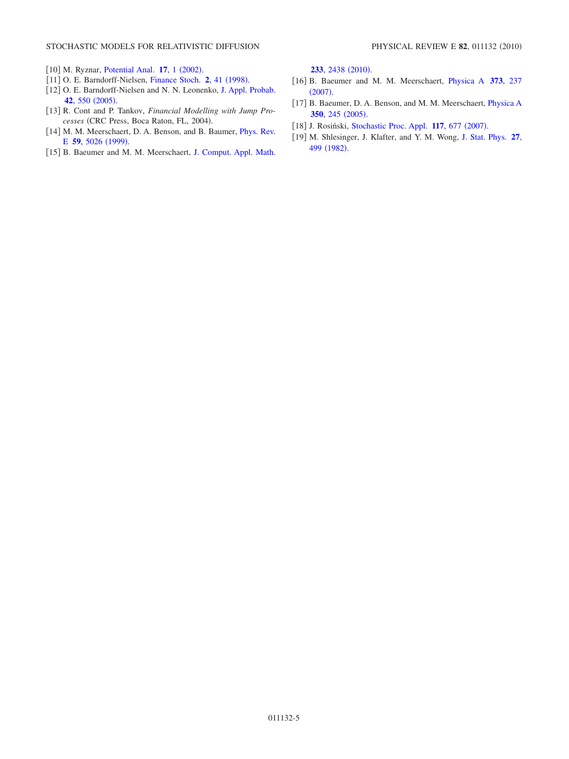[10] M. Ryznar, Potential Anal. **17**, 1 (2002).

[11] O. E. Barndorff-Nielsen, Finance Stoch. **2**, 41 (1998).

[12] O. E. Barndorff-Nielsen and N. N. Leonenko, J. Appl. Probab. **42**, 550 (2005).

[13] R. Cont and P. Tankov, *Financial Modelling with Jump Processes* (CRC Press, Boca Raton, FL, 2004).

[14] M. M. Meerschaert, D. A. Benson, and B. Baumer, Phys. Rev. E **59**, 5026 (1999).

[15] B. Baeumer and M. M. Meerschaert, J. Comput. Appl. Math. **233**, 2438 (2010).

[16] B. Baeumer and M. M. Meerschaert, Physica A **373**, 237 (2007).

[17] B. Baeumer, D. A. Benson, and M. M. Meerschaert, Physica A **350**, 245 (2005).

[18] J. Rosiński, Stochastic Proc. Appl. **117**, 677 (2007).

[19] M. Shlesinger, J. Klafter, and Y. M. Wong, J. Stat. Phys. **27**, 499 (1982).